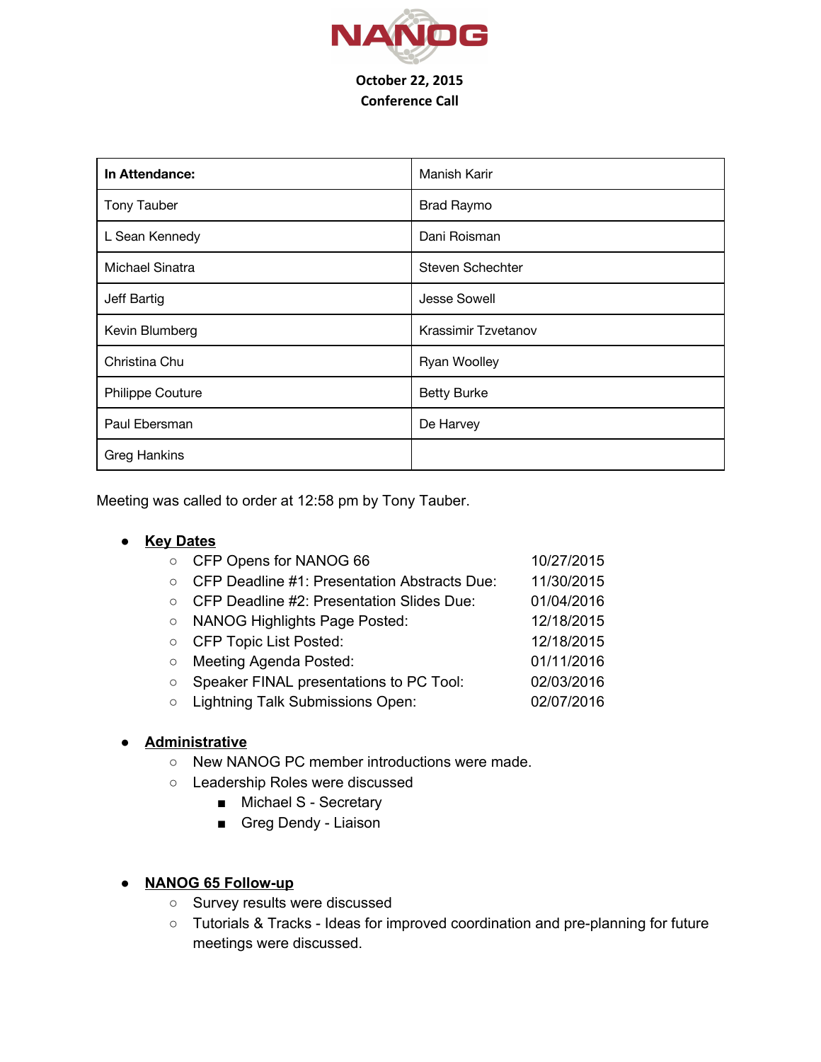# NANOG

**October 22, 2015**
**Conference Call**

| **In Attendance:** | Manish Karir |
|---|---|
| Tony Tauber | Brad Raymo |
| L Sean Kennedy | Dani Roisman |
| Michael Sinatra | Steven Schechter |
| Jeff Bartig | Jesse Sowell |
| Kevin Blumberg | Krassimir Tzvetanov |
| Christina Chu | Ryan Woolley |
| Philippe Couture | Betty Burke |
| Paul Ebersman | De Harvey |
| Greg Hankins | |

Meeting was called to order at 12:58 pm by Tony Tauber.

- **Key Dates**
  - CFP Opens for NANOG 66 10/27/2015
  - CFP Deadline #1: Presentation Abstracts Due: 11/30/2015
  - CFP Deadline #2: Presentation Slides Due: 01/04/2016
  - NANOG Highlights Page Posted: 12/18/2015
  - CFP Topic List Posted: 12/18/2015
  - Meeting Agenda Posted: 01/11/2016
  - Speaker FINAL presentations to PC Tool: 02/03/2016
  - Lightning Talk Submissions Open: 02/07/2016

- **Administrative**
  - New NANOG PC member introductions were made.
  - Leadership Roles were discussed
    - Michael S - Secretary
    - Greg Dendy - Liaison

- **NANOG 65 Follow-up**
  - Survey results were discussed
  - Tutorials & Tracks - Ideas for improved coordination and pre-planning for future meetings were discussed.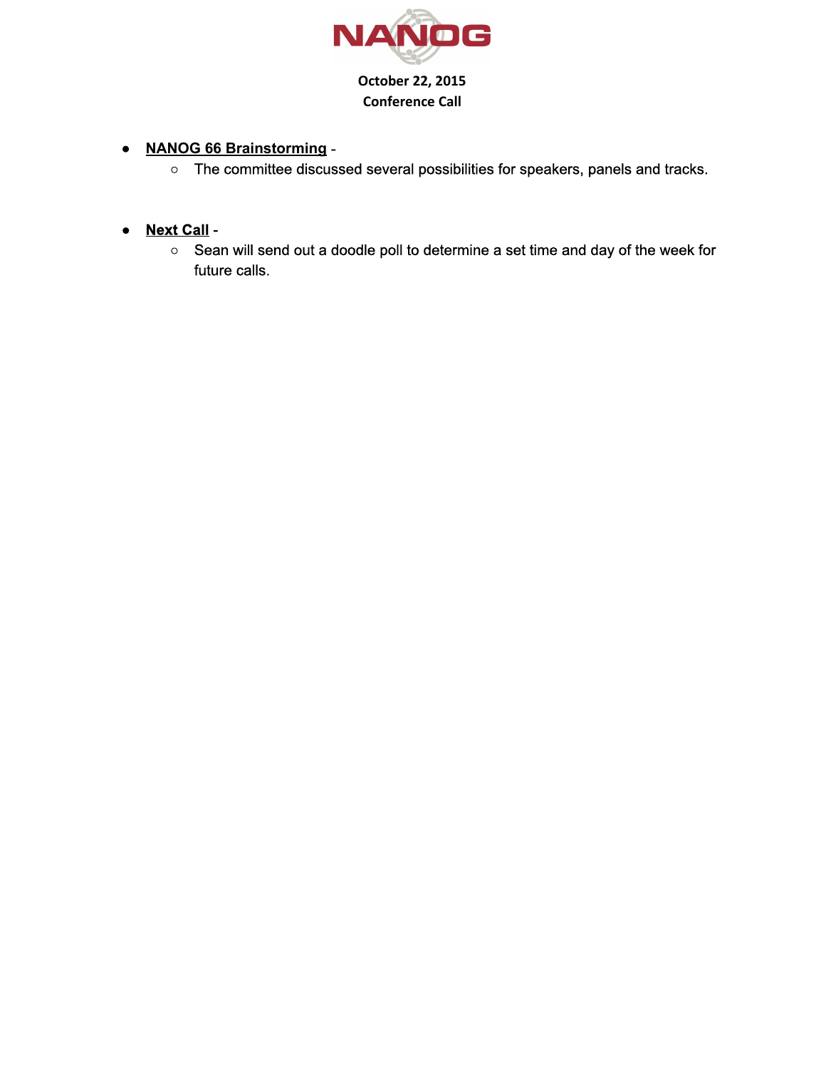**October 22, 2015**
**Conference Call**

- **NANOG 66 Brainstorming** -
  - The committee discussed several possibilities for speakers, panels and tracks.

- **Next Call** -
  - Sean will send out a doodle poll to determine a set time and day of the week for future calls.